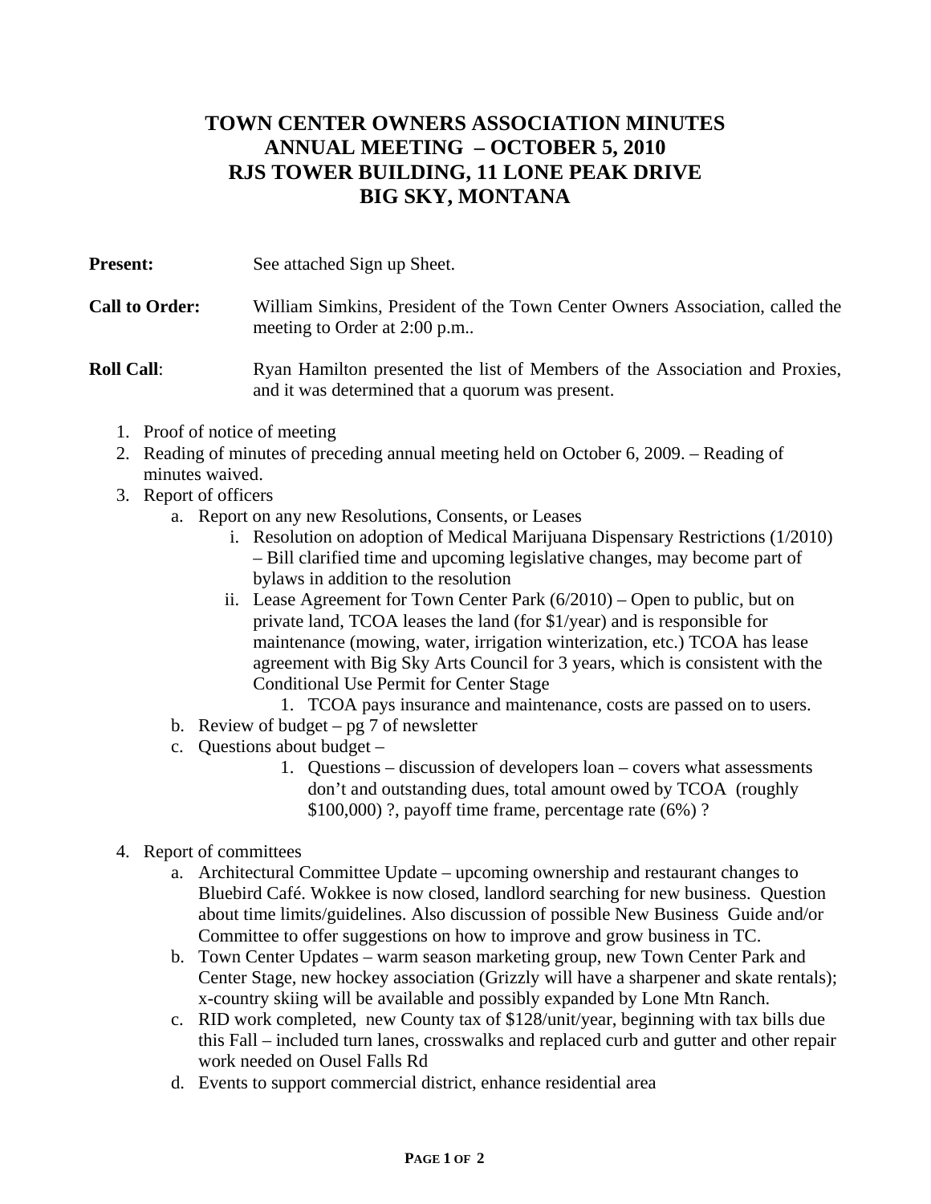# TOWN CENTER OWNERS ASSOCIATION MINUTES
# ANNUAL MEETING – OCTOBER 5, 2010
# RJS TOWER BUILDING, 11 LONE PEAK DRIVE
# BIG SKY, MONTANA

**Present:** See attached Sign up Sheet.

**Call to Order:** William Simkins, President of the Town Center Owners Association, called the meeting to Order at 2:00 p.m..

**Roll Call**: Ryan Hamilton presented the list of Members of the Association and Proxies, and it was determined that a quorum was present.

1. Proof of notice of meeting
2. Reading of minutes of preceding annual meeting held on October 6, 2009. – Reading of minutes waived.
3. Report of officers
   a. Report on any new Resolutions, Consents, or Leases
      i. Resolution on adoption of Medical Marijuana Dispensary Restrictions (1/2010) – Bill clarified time and upcoming legislative changes, may become part of bylaws in addition to the resolution
      ii. Lease Agreement for Town Center Park (6/2010) – Open to public, but on private land, TCOA leases the land (for $1/year) and is responsible for maintenance (mowing, water, irrigation winterization, etc.) TCOA has lease agreement with Big Sky Arts Council for 3 years, which is consistent with the Conditional Use Permit for Center Stage
         1. TCOA pays insurance and maintenance, costs are passed on to users.
   b. Review of budget – pg 7 of newsletter
   c. Questions about budget –
      1. Questions – discussion of developers loan – covers what assessments don't and outstanding dues, total amount owed by TCOA (roughly $100,000) ?, payoff time frame, percentage rate (6%) ?
4. Report of committees
   a. Architectural Committee Update – upcoming ownership and restaurant changes to Bluebird Café. Wokkee is now closed, landlord searching for new business. Question about time limits/guidelines. Also discussion of possible New Business Guide and/or Committee to offer suggestions on how to improve and grow business in TC.
   b. Town Center Updates – warm season marketing group, new Town Center Park and Center Stage, new hockey association (Grizzly will have a sharpener and skate rentals); x-country skiing will be available and possibly expanded by Lone Mtn Ranch.
   c. RID work completed, new County tax of $128/unit/year, beginning with tax bills due this Fall – included turn lanes, crosswalks and replaced curb and gutter and other repair work needed on Ousel Falls Rd
   d. Events to support commercial district, enhance residential area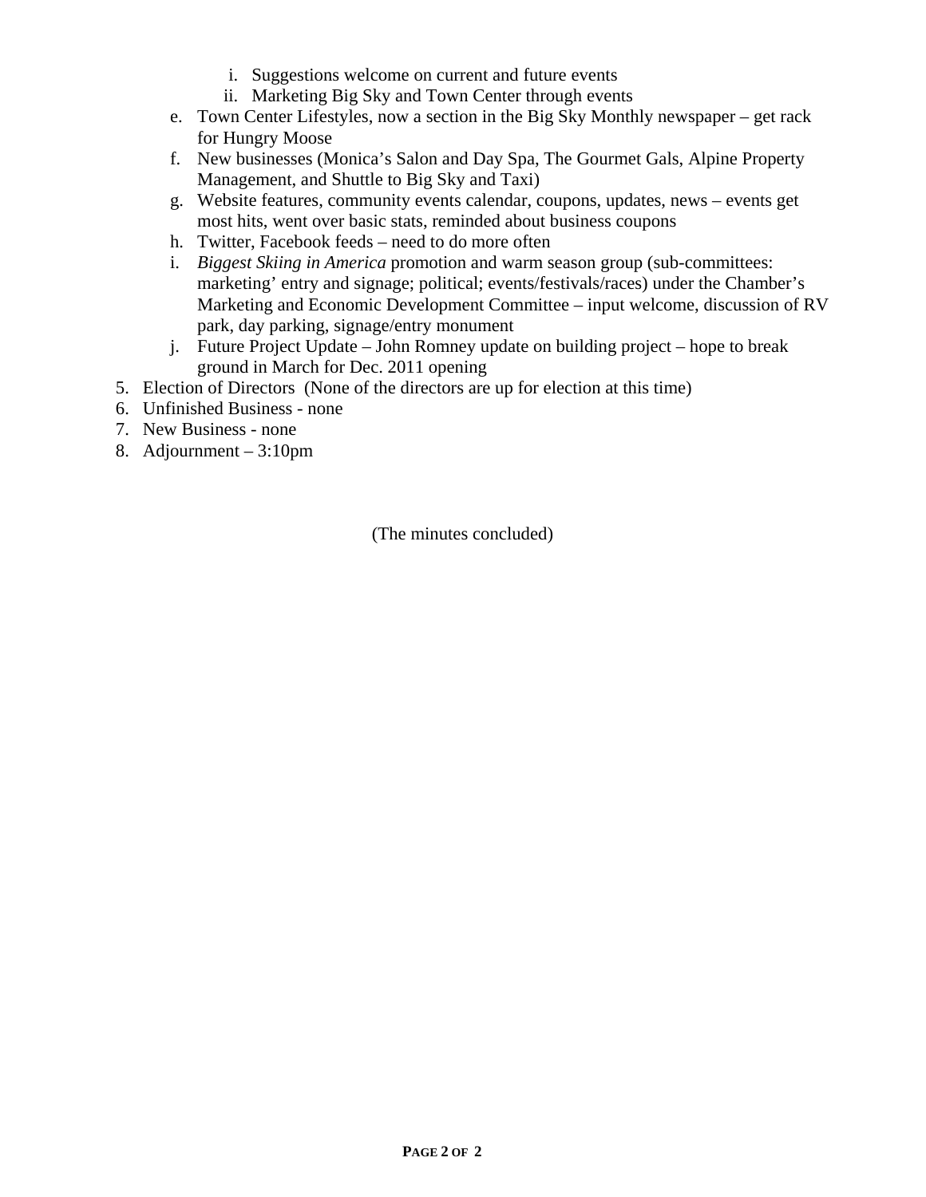i. Suggestions welcome on current and future events
        ii. Marketing Big Sky and Town Center through events
    e. Town Center Lifestyles, now a section in the Big Sky Monthly newspaper – get rack for Hungry Moose
    f. New businesses (Monica's Salon and Day Spa, The Gourmet Gals, Alpine Property Management, and Shuttle to Big Sky and Taxi)
    g. Website features, community events calendar, coupons, updates, news – events get most hits, went over basic stats, reminded about business coupons
    h. Twitter, Facebook feeds – need to do more often
    i. *Biggest Skiing in America* promotion and warm season group (sub-committees: marketing' entry and signage; political; events/festivals/races) under the Chamber's Marketing and Economic Development Committee – input welcome, discussion of RV park, day parking, signage/entry monument
    j. Future Project Update – John Romney update on building project – hope to break ground in March for Dec. 2011 opening

5. Election of Directors (None of the directors are up for election at this time)
6. Unfinished Business - none
7. New Business - none
8. Adjournment – 3:10pm

(The minutes concluded)